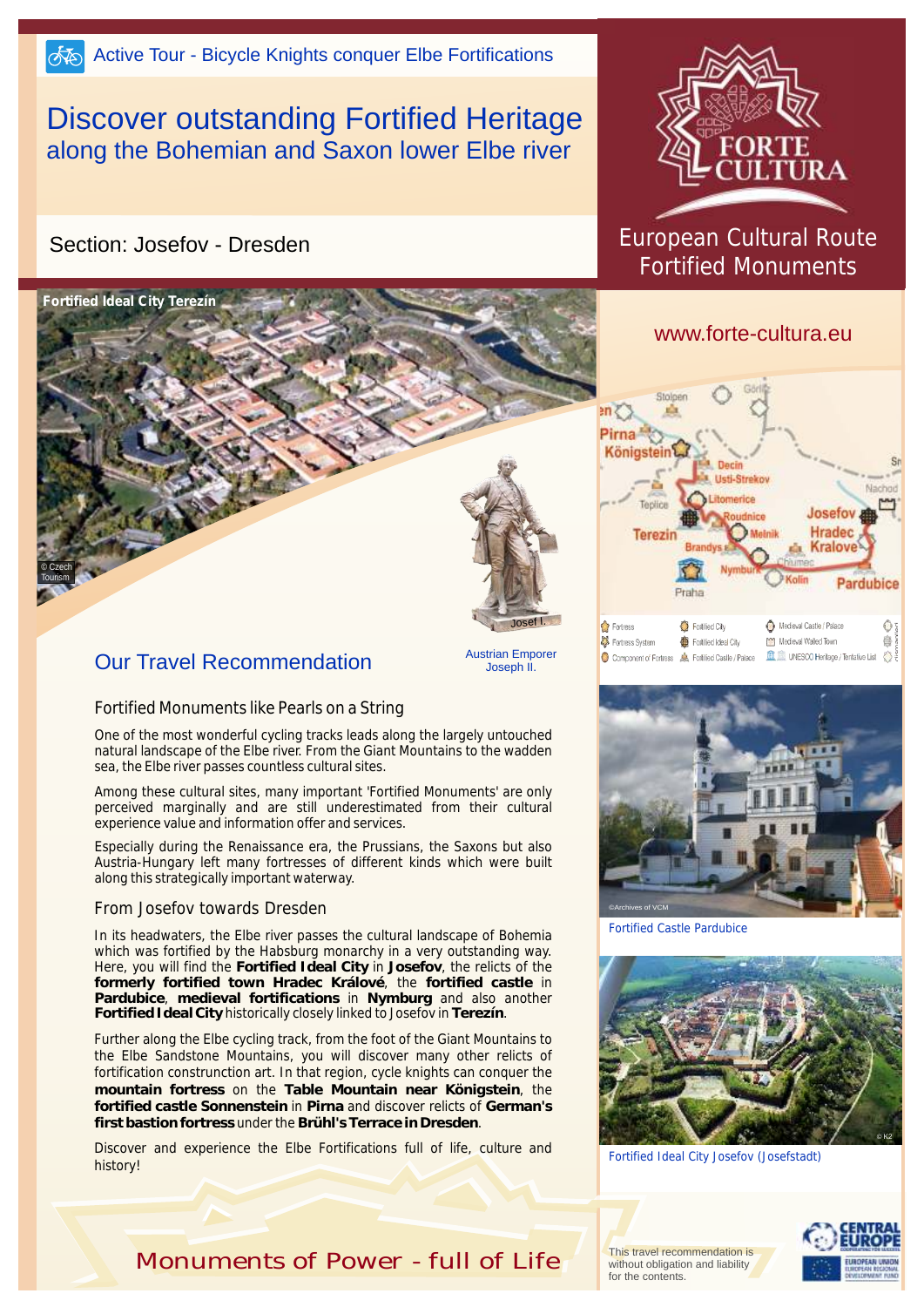Active Tour - Bicycle Knights conquer Elbe Fortifications

# Discover outstanding Fortified Heritage
## along the Bohemian and Saxon lower Elbe river

Section: Josefov - Dresden

FORTE CULTURA

European Cultural Route Fortified Monuments

www.forte-cultura.eu

Fortified Ideal City Terezín

© Czech Tourism

Josef I.

Austrian Emperor Joseph II.

## Our Travel Recommendation

### Fortified Monuments like Pearls on a String

One of the most wonderful cycling tracks leads along the largely untouched natural landscape of the Elbe river. From the Giant Mountains to the wadden sea, the Elbe river passes countless cultural sites.

Among these cultural sites, many important 'Fortified Monuments' are only perceived marginally and are still underestimated from their cultural experience value and information offer and services.

Especially during the Renaissance era, the Prussians, the Saxons but also Austria-Hungary left many fortresses of different kinds which were built along this strategically important waterway.

### From Josefov towards Dresden

In its headwaters, the Elbe river passes the cultural landscape of Bohemia which was fortified by the Habsburg monarchy in a very outstanding way. Here, you will find the **Fortified Ideal City** in **Josefov**, the relicts of the **formerly fortified town Hradec Králové**, the **fortified castle** in **Pardubice**, **medieval fortifications** in **Nymburg** and also another **Fortified Ideal City** historically closely linked to Josefov in **Terezín**.

Further along the Elbe cycling track, from the foot of the Giant Mountains to the Elbe Sandstone Mountains, you will discover many other relicts of fortification construction art. In that region, cycle knights can conquer the **mountain fortress** on the **Table Mountain near Königstein**, the **fortified castle Sonnenstein** in **Pirna** and discover relicts of **German's first bastion fortress** under the **Brühl's Terrace in Dresden**.

Discover and experience the Elbe Fortifications full of life, culture and history!

Fortress | Fortified City | Medieval Castle / Palace | Fortress System | Fortified Ideal City | Medieval Walled Town | Component of Fortress | Fortified Castle / Palace | UNESCO Heritage / Tentative List

©Archives of VCM

Fortified Castle Pardubice

© K2

Fortified Ideal City Josefov (Josefstadt)

Monuments of Power - full of Life

This travel recommendation is without obligation and liability for the contents.

CENTRAL EUROPE – EUROPEAN UNION, EUROPEAN REGIONAL DEVELOPMENT FUND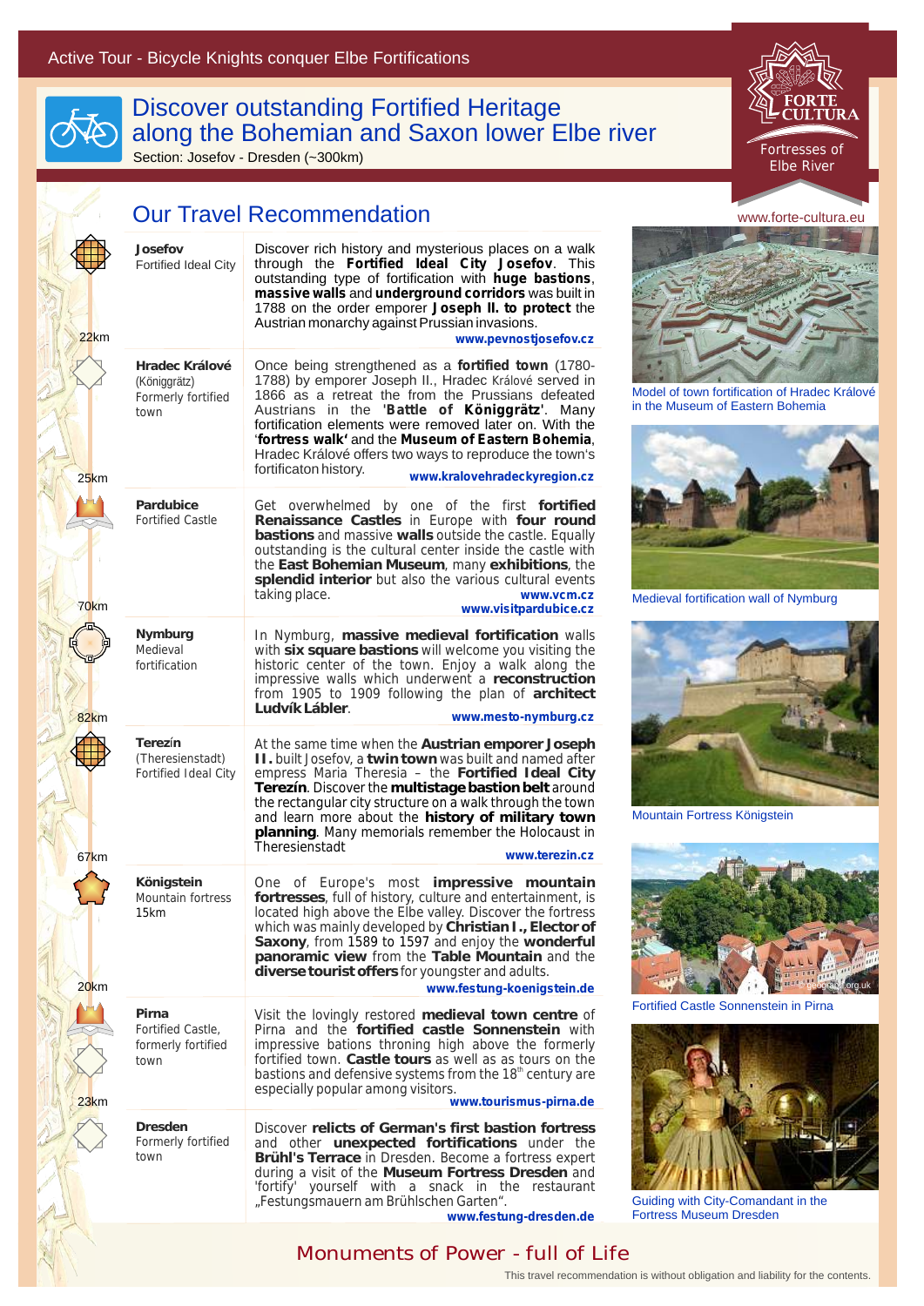Active Tour - Bicycle Knights conquer Elbe Fortifications

# Discover outstanding Fortified Heritage along the Bohemian and Saxon lower Elbe river

Section: Josefov - Dresden (~300km)

FORTE CULTURA
Fortresses of Elbe River

www.forte-cultura.eu

## Our Travel Recommendation

**Josefov**
Fortified Ideal City

Discover rich history and mysterious places on a walk through the **Fortified Ideal City Josefov**. This outstanding type of fortification with **huge bastions**, **massive walls** and **underground corridors** was built in 1788 on the order emperor **Joseph II. to protect** the Austrian monarchy against Prussian invasions.
**www.pevnostjosefov.cz**

22km

**Hradec Králové**
(Königgrätz)
Formerly fortified town

Once being strengthened as a **fortified town** (1780-1788) by emporer Joseph II., Hradec Králové served in 1866 as a retreat the from the Prussians defeated Austrians in the **'Battle of Königgrätz'**. Many fortification elements were removed later on. With the '**fortress walk'** and the **Museum of Eastern Bohemia**, Hradec Králové offers two ways to reproduce the town's fortificaton history.
**www.kralovehradeckyregion.cz**

25km

**Pardubice**
Fortified Castle

Get overwhelmed by one of the first **fortified Renaissance Castles** in Europe with **four round bastions** and massive **walls** outside the castle. Equally outstanding is the cultural center inside the castle with the **East Bohemian Museum**, many **exhibitions**, the **splendid interior** but also the various cultural events taking place.
**www.vcm.cz**
**www.visitpardubice.cz**

70km

**Nymburg**
Medieval fortification

In Nymburg, **massive medieval fortification** walls with **six square bastions** will welcome you visiting the historic center of the town. Enjoy a walk along the impressive walls which underwent a **reconstruction** from 1905 to 1909 following the plan of **architect Ludvík Lábler**.
**www.mesto-nymburg.cz**

82km

**Terezín**
(Theresienstadt)
Fortified Ideal City

At the same time when the **Austrian emperor Joseph II.** built Josefov, a **twin town** was built and named after empress Maria Theresia – the **Fortified Ideal City Terezín**. Discover the **multistage bastion belt** around the rectangular city structure on a walk through the town and learn more about the **history of military town planning**. Many memorials remember the Holocaust in Theresienstadt
**www.terezin.cz**

67km

**Königstein**
Mountain fortress
15km

One of Europe's most **impressive mountain fortresses**, full of history, culture and entertainment, is located high above the Elbe valley. Discover the fortress which was mainly developed by **Christian I., Elector of Saxony**, from 1589 to 1597 and enjoy the **wonderful panoramic view** from the **Table Mountain** and the **diverse tourist offers** for youngster and adults.
**www.festung-koenigstein.de**

20km

**Pirna**
Fortified Castle, formerly fortified town

Visit the lovingly restored **medieval town centre** of Pirna and the **fortified castle Sonnenstein** with impressive bations throning high above the formerly fortified town. **Castle tours** as well as tours on the bastions and defensive systems from the 18th century are especially popular among visitors.
**www.tourismus-pirna.de**

23km

**Dresden**
Formerly fortified town

Discover **relicts of German's first bastion fortress** and other **unexpected fortifications** under the **Brühl's Terrace** in Dresden. Become a fortress expert during a visit of the **Museum Fortress Dresden** and 'fortify' yourself with a snack in the restaurant „Festungsmauern am Brühlschen Garten".
**www.festung-dresden.de**

Model of town fortification of Hradec Králové in the Museum of Eastern Bohemia

Medieval fortification wall of Nymburg

Mountain Fortress Königstein

Fortified Castle Sonnenstein in Pirna

Guiding with City-Comandant in the Fortress Museum Dresden

## Monuments of Power - full of Life

This travel recommendation is without obligation and liability for the contents.